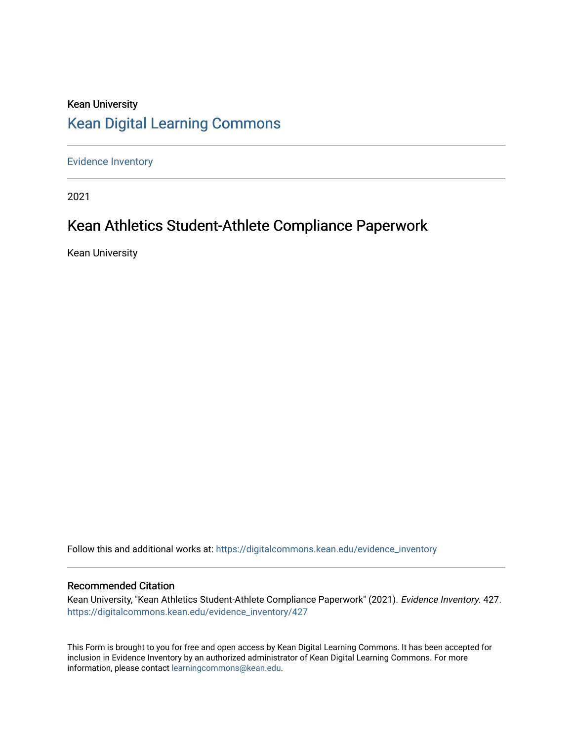Kean University

# Kean Digital Learning Commons

Evidence Inventory

2021

## Kean Athletics Student-Athlete Compliance Paperwork

Kean University

Follow this and additional works at: https://digitalcommons.kean.edu/evidence_inventory

### Recommended Citation

Kean University, "Kean Athletics Student-Athlete Compliance Paperwork" (2021). *Evidence Inventory*. 427. https://digitalcommons.kean.edu/evidence_inventory/427

This Form is brought to you for free and open access by Kean Digital Learning Commons. It has been accepted for inclusion in Evidence Inventory by an authorized administrator of Kean Digital Learning Commons. For more information, please contact learningcommons@kean.edu.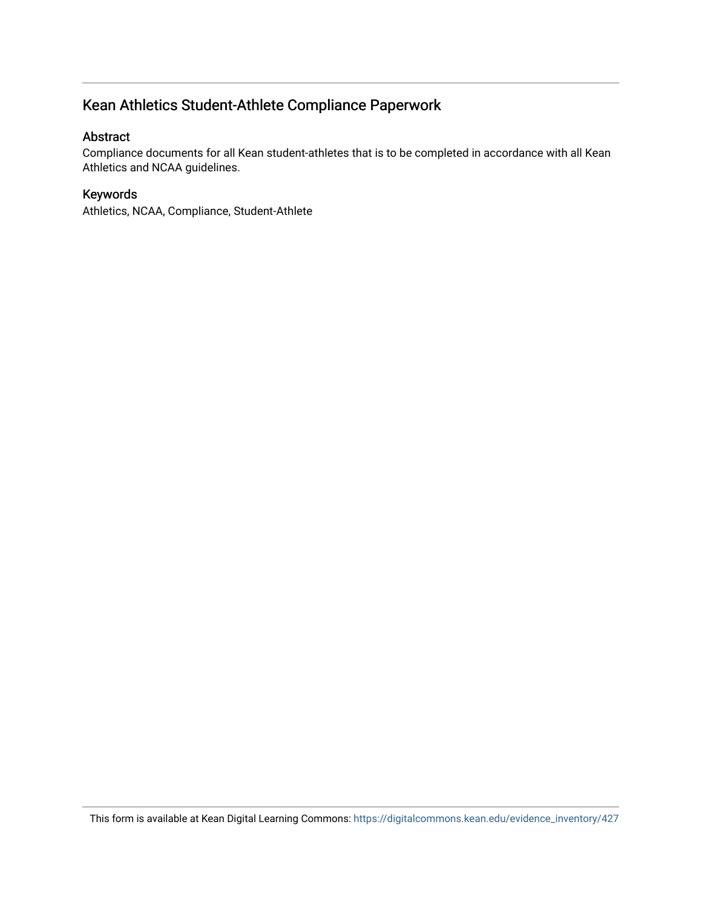# Kean Athletics Student-Athlete Compliance Paperwork

## Abstract

Compliance documents for all Kean student-athletes that is to be completed in accordance with all Kean Athletics and NCAA guidelines.

## Keywords

Athletics, NCAA, Compliance, Student-Athlete

This form is available at Kean Digital Learning Commons: https://digitalcommons.kean.edu/evidence_inventory/427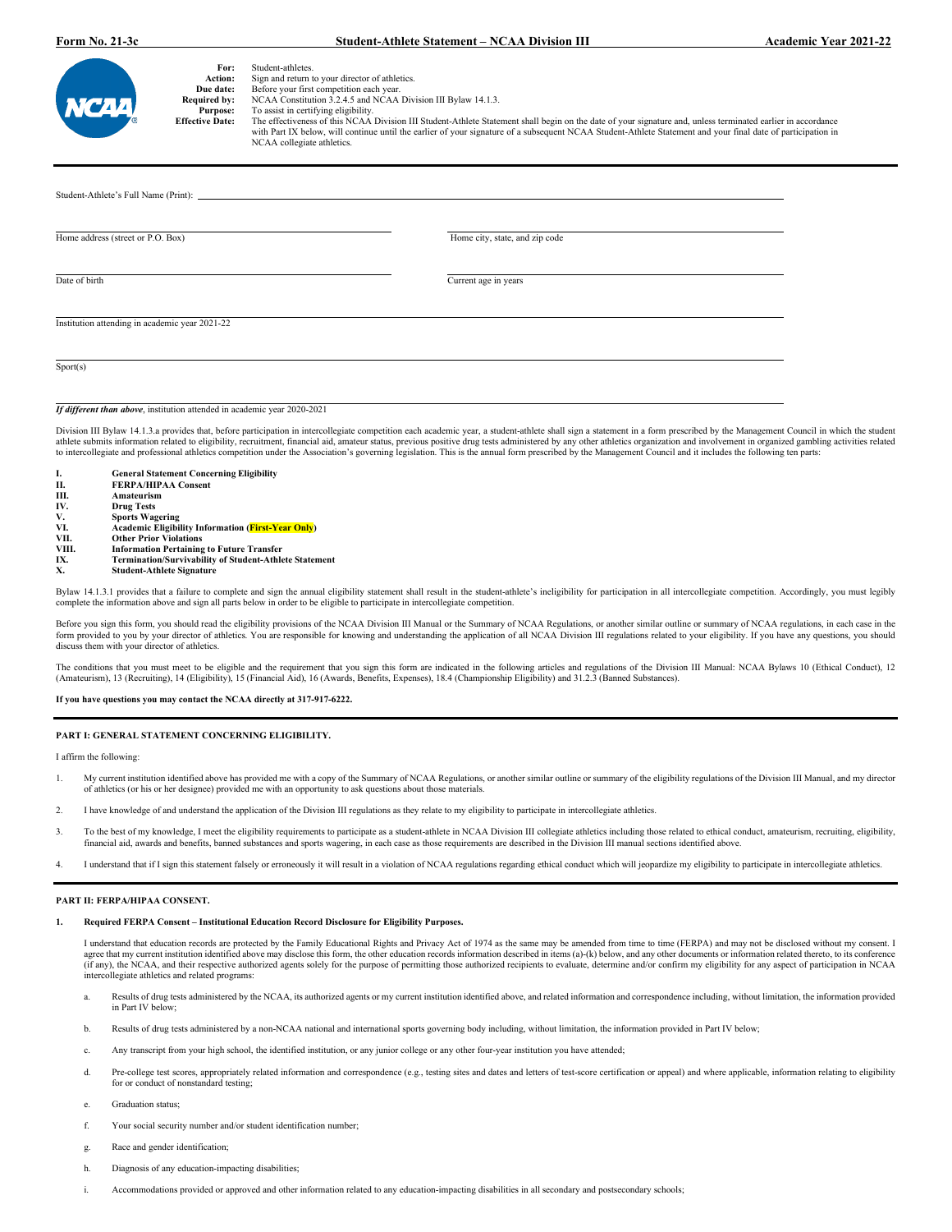**Form No. 21-3c** | **Student-Athlete Statement – NCAA Division III** | **Academic Year 2021-22**

**For:** Student-athletes.
**Action:** Sign and return to your director of athletics.
**Due date:** Before your first competition each year.
**Required by:** NCAA Constitution 3.2.4.5 and NCAA Division III Bylaw 14.1.3.
**Purpose:** To assist in certifying eligibility.
**Effective Date:** The effectiveness of this NCAA Division III Student-Athlete Statement shall begin on the date of your signature and, unless terminated earlier in accordance with Part IX below, will continue until the earlier of your signature of a subsequent NCAA Student-Athlete Statement and your final date of participation in NCAA collegiate athletics.

---

Student-Athlete's Full Name (Print): ______________________________

______________________________ Home address (street or P.O. Box)

______________________________ Home city, state, and zip code

______________________________ Date of birth

______________________________ Current age in years

______________________________ Institution attending in academic year 2021-22

______________________________ Sport(s)

______________________________ *If different than above*, institution attended in academic year 2020-2021

Division III Bylaw 14.1.3.a provides that, before participation in intercollegiate competition each academic year, a student-athlete shall sign a statement in a form prescribed by the Management Council in which the student athlete submits information related to eligibility, recruitment, financial aid, amateur status, previous positive drug tests administered by any other athletics organization and involvement in organized gambling activities related to intercollegiate and professional athletics competition under the Association's governing legislation. This is the annual form prescribed by the Management Council and it includes the following ten parts:

- **I. General Statement Concerning Eligibility**
- **II. FERPA/HIPAA Consent**
- **III. Amateurism**
- **IV. Drug Tests**
- **V. Sports Wagering**
- **VI. Academic Eligibility Information (First-Year Only)**
- **VII. Other Prior Violations**
- **VIII. Information Pertaining to Future Transfer**
- **IX. Termination/Survivability of Student-Athlete Statement**
- **X. Student-Athlete Signature**

Bylaw 14.1.3.1 provides that a failure to complete and sign the annual eligibility statement shall result in the student-athlete's ineligibility for participation in all intercollegiate competition. Accordingly, you must legibly complete the information above and sign all parts below in order to be eligible to participate in intercollegiate competition.

Before you sign this form, you should read the eligibility provisions of the NCAA Division III Manual or the Summary of NCAA Regulations, or another similar outline or summary of NCAA regulations, in each case in the form provided to you by your director of athletics. You are responsible for knowing and understanding the application of all NCAA Division III regulations related to your eligibility. If you have any questions, you should discuss them with your director of athletics.

The conditions that you must meet to be eligible and the requirement that you sign this form are indicated in the following articles and regulations of the Division III Manual: NCAA Bylaws 10 (Ethical Conduct), 12 (Amateurism), 13 (Recruiting), 14 (Eligibility), 15 (Financial Aid), 16 (Awards, Benefits, Expenses), 18.4 (Championship Eligibility) and 31.2.3 (Banned Substances).

**If you have questions you may contact the NCAA directly at 317-917-6222.**

---

## PART I: GENERAL STATEMENT CONCERNING ELIGIBILITY.

I affirm the following:

1. My current institution identified above has provided me with a copy of the Summary of NCAA Regulations, or another similar outline or summary of the eligibility regulations of the Division III Manual, and my director of athletics (or his or her designee) provided me with an opportunity to ask questions about those materials.

2. I have knowledge of and understand the application of the Division III regulations as they relate to my eligibility to participate in intercollegiate athletics.

3. To the best of my knowledge, I meet the eligibility requirements to participate as a student-athlete in NCAA Division III collegiate athletics including those related to ethical conduct, amateurism, recruiting, eligibility, financial aid, awards and benefits, banned substances and sports wagering, in each case as those requirements are described in the Division III manual sections identified above.

4. I understand that if I sign this statement falsely or erroneously it will result in a violation of NCAA regulations regarding ethical conduct which will jeopardize my eligibility to participate in intercollegiate athletics.

---

## PART II: FERPA/HIPAA CONSENT.

**1. Required FERPA Consent – Institutional Education Record Disclosure for Eligibility Purposes.**

I understand that education records are protected by the Family Educational Rights and Privacy Act of 1974 as the same may be amended from time to time (FERPA) and may not be disclosed without my consent. I agree that my current institution identified above may disclose this form, the other education records information described in items (a)-(k) below, and any other documents or information related thereto, to its conference (if any), the NCAA, and their respective authorized agents solely for the purpose of permitting those authorized recipients to evaluate, determine and/or confirm my eligibility for any aspect of participation in NCAA intercollegiate athletics and related programs:

a. Results of drug tests administered by the NCAA, its authorized agents or my current institution identified above, and related information and correspondence including, without limitation, the information provided in Part IV below;

b. Results of drug tests administered by a non-NCAA national and international sports governing body including, without limitation, the information provided in Part IV below;

c. Any transcript from your high school, the identified institution, or any junior college or any other four-year institution you have attended;

d. Pre-college test scores, appropriately related information and correspondence (e.g., testing sites and dates and letters of test-score certification or appeal) and where applicable, information relating to eligibility for or conduct of nonstandard testing;

e. Graduation status;

f. Your social security number and/or student identification number;

g. Race and gender identification;

h. Diagnosis of any education-impacting disabilities;

i. Accommodations provided or approved and other information related to any education-impacting disabilities in all secondary and postsecondary schools;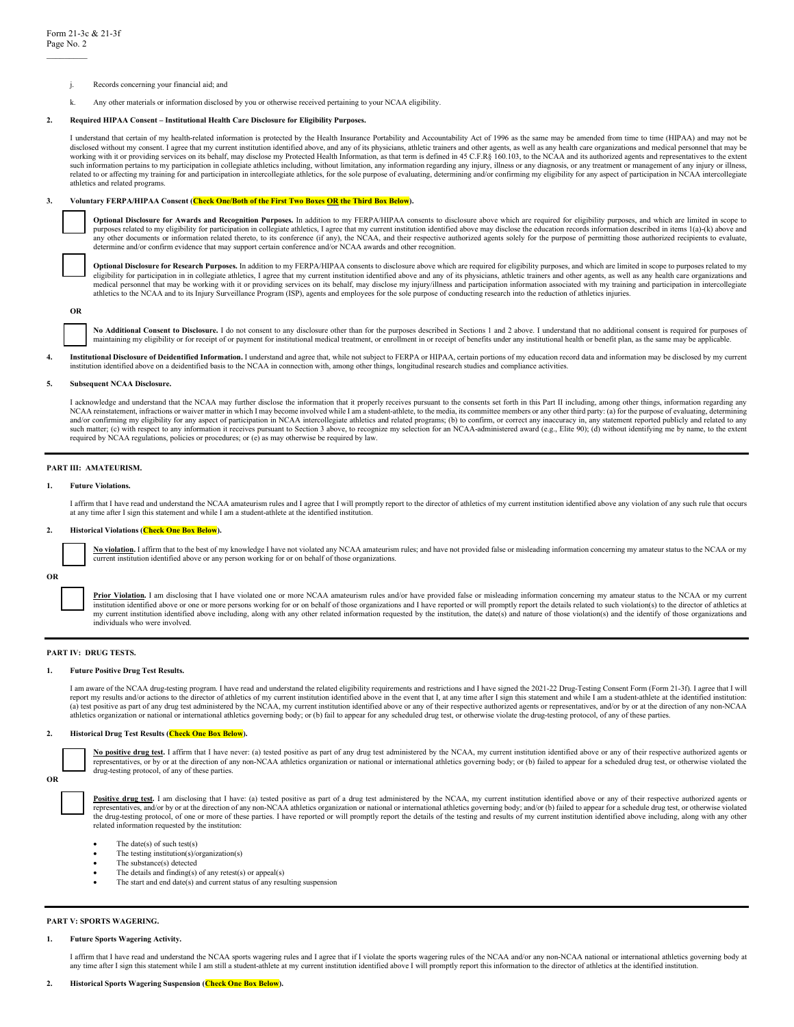j. Records concerning your financial aid; and

k. Any other materials or information disclosed by you or otherwise received pertaining to your NCAA eligibility.

**2. Required HIPAA Consent – Institutional Health Care Disclosure for Eligibility Purposes.**

I understand that certain of my health-related information is protected by the Health Insurance Portability and Accountability Act of 1996 as the same may be amended from time to time (HIPAA) and may not be disclosed without my consent. I agree that my current institution identified above, and any of its physicians, athletic trainers and other agents, as well as any health care organizations and medical personnel that may be working with it or providing services on its behalf, may disclose my Protected Health Information, as that term is defined in 45 C.F.R§ 160.103, to the NCAA and its authorized agents and representatives to the extent such information pertains to my participation in collegiate athletics including, without limitation, any information regarding any injury, illness or any diagnosis, or any treatment or management of any injury or illness, related to or affecting my training for and participation in intercollegiate athletics, for the sole purpose of evaluating, determining and/or confirming my eligibility for any aspect of participation in NCAA intercollegiate athletics and related programs.

**3. Voluntary FERPA/HIPAA Consent (Check One/Both of the First Two Boxes OR the Third Box Below).**

☐ **Optional Disclosure for Awards and Recognition Purposes.** In addition to my FERPA/HIPAA consents to disclosure above which are required for eligibility purposes, and which are limited in scope to purposes related to my eligibility for participation in collegiate athletics, I agree that my current institution identified above may disclose the education records information described in items 1(a)-(k) above and any other documents or information related thereto, to its conference (if any), the NCAA, and their respective authorized agents solely for the purpose of permitting those authorized recipients to evaluate, determine and/or confirm evidence that may support certain conference and/or NCAA awards and other recognition.

☐ **Optional Disclosure for Research Purposes.** In addition to my FERPA/HIPAA consents to disclosure above which are required for eligibility purposes, and which are limited in scope to purposes related to my eligibility for participation in in collegiate athletics, I agree that my current institution identified above and any of its physicians, athletic trainers and other agents, as well as any health care organizations and medical personnel that may be working with it or providing services on its behalf, may disclose my injury/illness and participation information associated with my training and participation in intercollegiate athletics to the NCAA and to its Injury Surveillance Program (ISP), agents and employees for the sole purpose of conducting research into the reduction of athletics injuries.

**OR**

☐ **No Additional Consent to Disclosure.** I do not consent to any disclosure other than for the purposes described in Sections 1 and 2 above. I understand that no additional consent is required for purposes of maintaining my eligibility or for receipt of or payment for institutional medical treatment, or enrollment in or receipt of benefits under any institutional health or benefit plan, as the same may be applicable.

**4. Institutional Disclosure of Deidentified Information.** I understand and agree that, while not subject to FERPA or HIPAA, certain portions of my education record data and information may be disclosed by my current institution identified above on a deidentified basis to the NCAA in connection with, among other things, longitudinal research studies and compliance activities.

**5. Subsequent NCAA Disclosure.**

I acknowledge and understand that the NCAA may further disclose the information that it properly receives pursuant to the consents set forth in this Part II including, among other things, information regarding any NCAA reinstatement, infractions or waiver matter in which I may become involved while I am a student-athlete, to the media, its committee members or any other third party: (a) for the purpose of evaluating, determining and/or confirming my eligibility for any aspect of participation in NCAA intercollegiate athletics and related programs; (b) to confirm, or correct any inaccuracy in, any statement reported publicly and related to any such matter; (c) with respect to any information it receives pursuant to Section 3 above, to recognize my selection for an NCAA-administered award (e.g., Elite 90); (d) without identifying me by name, to the extent required by NCAA regulations, policies or procedures; or (e) as may otherwise be required by law.

## PART III: AMATEURISM.

**1. Future Violations.**

I affirm that I have read and understand the NCAA amateurism rules and I agree that I will promptly report to the director of athletics of my current institution identified above any violation of any such rule that occurs at any time after I sign this statement and while I am a student-athlete at the identified institution.

**2. Historical Violations (Check One Box Below).**

☐ **No violation.** I affirm that to the best of my knowledge I have not violated any NCAA amateurism rules; and have not provided false or misleading information concerning my amateur status to the NCAA or my current institution identified above or any person working for or on behalf of those organizations.

**OR**

☐ **Prior Violation.** I am disclosing that I have violated one or more NCAA amateurism rules and/or have provided false or misleading information concerning my amateur status to the NCAA or my current institution identified above or one or more persons working for or on behalf of those organizations and I have reported or will promptly report the details related to such violation(s) to the director of athletics at my current institution identified above including, along with any other related information requested by the institution, the date(s) and nature of those violation(s) and the identify of those organizations and individuals who were involved.

## PART IV: DRUG TESTS.

**1. Future Positive Drug Test Results.**

I am aware of the NCAA drug-testing program. I have read and understand the related eligibility requirements and restrictions and I have signed the 2021-22 Drug-Testing Consent Form (Form 21-3f). I agree that I will report my results and/or actions to the director of athletics of my current institution identified above in the event that I, at any time after I sign this statement and while I am a student-athlete at the identified institution: (a) test positive as part of any drug test administered by the NCAA, my current institution identified above or any of their respective authorized agents or representatives, and/or by or at the direction of any non-NCAA athletics organization or national or international athletics governing body; or (b) fail to appear for any scheduled drug test, or otherwise violate the drug-testing protocol, of any of these parties.

**2. Historical Drug Test Results (Check One Box Below).**

☐ **No positive drug test.** I affirm that I have never: (a) tested positive as part of any drug test administered by the NCAA, my current institution identified above or any of their respective authorized agents or representatives, or by or at the direction of any non-NCAA athletics organization or national or international athletics governing body; or (b) failed to appear for a scheduled drug test, or otherwise violated the drug-testing protocol, of any of these parties.

**OR**

☐ **Positive drug test.** I am disclosing that I have: (a) tested positive as part of a drug test administered by the NCAA, my current institution identified above or any of their respective authorized agents or representatives, and/or by or at the direction of any non-NCAA athletics organization or national or international athletics governing body; and/or (b) failed to appear for a schedule drug test, or otherwise violated the drug-testing protocol, of one or more of these parties. I have reported or will promptly report the details of the testing and results of my current institution identified above including, along with any other related information requested by the institution:

- The date(s) of such test(s)
- The testing institution(s)/organization(s)
- The substance(s) detected
- The details and finding(s) of any retest(s) or appeal(s)
- The start and end date(s) and current status of any resulting suspension

## PART V: SPORTS WAGERING.

**1. Future Sports Wagering Activity.**

I affirm that I have read and understand the NCAA sports wagering rules and I agree that if I violate the sports wagering rules of the NCAA and/or any non-NCAA national or international athletics governing body at any time after I sign this statement while I am still a student-athlete at my current institution identified above I will promptly report this information to the director of athletics at the identified institution.

**2. Historical Sports Wagering Suspension (Check One Box Below).**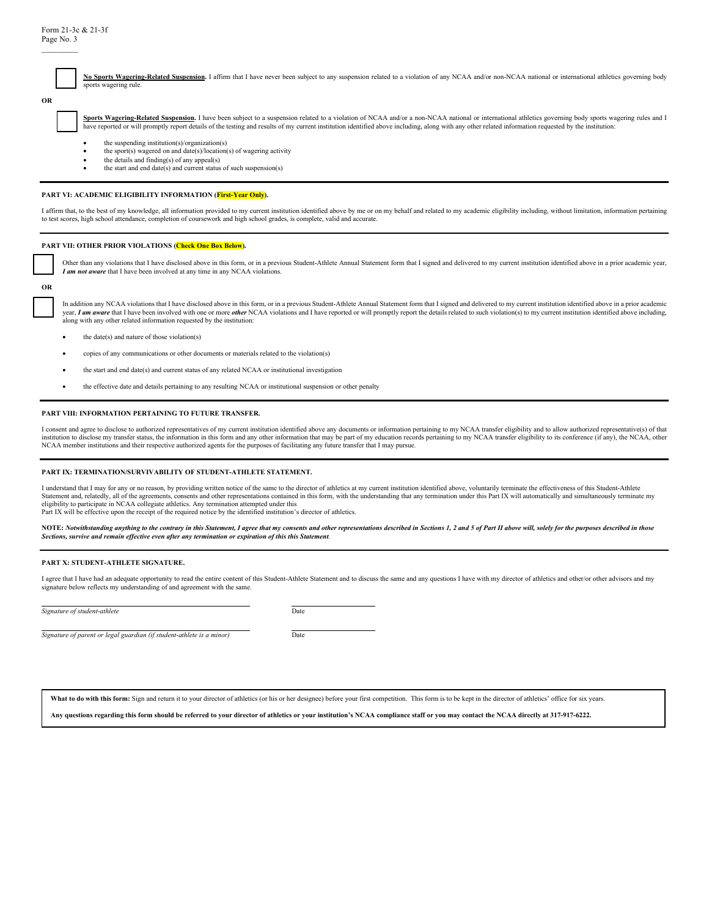☐ **No Sports Wagering-Related Suspension.** I affirm that I have never been subject to any suspension related to a violation of any NCAA and/or non-NCAA national or international athletics governing body sports wagering rule.

**OR**

☐ **Sports Wagering-Related Suspension.** I have been subject to a suspension related to a violation of NCAA and/or a non-NCAA national or international athletics governing body sports wagering rules and I have reported or will promptly report details of the testing and results of my current institution identified above including, along with any other related information requested by the institution:

- the suspending institution(s)/organization(s)
- the sport(s) wagered on and date(s)/location(s) of wagering activity
- the details and finding(s) of any appeal(s)
- the start and end date(s) and current status of such suspension(s)

---

**PART VI: ACADEMIC ELIGIBILITY INFORMATION (First-Year Only).**

I affirm that, to the best of my knowledge, all information provided to my current institution identified above by me or on my behalf and related to my academic eligibility including, without limitation, information pertaining to test scores, high school attendance, completion of coursework and high school grades, is complete, valid and accurate.

---

**PART VII: OTHER PRIOR VIOLATIONS (Check One Box Below).**

☐ Other than any violations that I have disclosed above in this form, or in a previous Student-Athlete Annual Statement form that I signed and delivered to my current institution identified above in a prior academic year, ***I am not aware*** that I have been involved at any time in any NCAA violations.

**OR**

☐ In addition any NCAA violations that I have disclosed above in this form, or in a previous Student-Athlete Annual Statement form that I signed and delivered to my current institution identified above in a prior academic year, ***I am aware*** that I have been involved with one or more ***other*** NCAA violations and I have reported or will promptly report the details related to such violation(s) to my current institution identified above including, along with any other related information requested by the institution:

- the date(s) and nature of those violation(s)
- copies of any communications or other documents or materials related to the violation(s)
- the start and end date(s) and current status of any related NCAA or institutional investigation
- the effective date and details pertaining to any resulting NCAA or institutional suspension or other penalty

---

**PART VIII: INFORMATION PERTAINING TO FUTURE TRANSFER.**

I consent and agree to disclose to authorized representatives of my current institution identified above any documents or information pertaining to my NCAA transfer eligibility and to allow authorized representative(s) of that institution to disclose my transfer status, the information in this form and any other information that may be part of my education records pertaining to my NCAA transfer eligibility to its conference (if any), the NCAA, other NCAA member institutions and their respective authorized agents for the purposes of facilitating any future transfer that I may pursue.

---

**PART IX: TERMINATION/SURVIVABILITY OF STUDENT-ATHLETE STATEMENT.**

I understand that I may for any or no reason, by providing written notice of the same to the director of athletics at my current institution identified above, voluntarily terminate the effectiveness of this Student-Athlete Statement and, relatedly, all of the agreements, consents and other representations contained in this form, with the understanding that any termination under this Part IX will automatically and simultaneously terminate my eligibility to participate in NCAA collegiate athletics. Any termination attempted under this Part IX will be effective upon the receipt of the required notice by the identified institution's director of athletics.

**NOTE:** ***Notwithstanding anything to the contrary in this Statement, I agree that my consents and other representations described in Sections 1, 2 and 5 of Part II above will, solely for the purposes described in those Sections, survive and remain effective even after any termination or expiration of this this Statement.***

---

**PART X: STUDENT-ATHLETE SIGNATURE.**

I agree that I have had an adequate opportunity to read the entire content of this Student-Athlete Statement and to discuss the same and any questions I have with my director of athletics and other/or other advisors and my signature below reflects my understanding of and agreement with the same.

______________________________ ______________
*Signature of student-athlete* Date

______________________________ ______________
*Signature of parent or legal guardian (if student-athlete is a minor)* Date

---

**What to do with this form:** Sign and return it to your director of athletics (or his or her designee) before your first competition. This form is to be kept in the director of athletics' office for six years.

**Any questions regarding this form should be referred to your director of athletics or your institution's NCAA compliance staff or you may contact the NCAA directly at 317-917-6222.**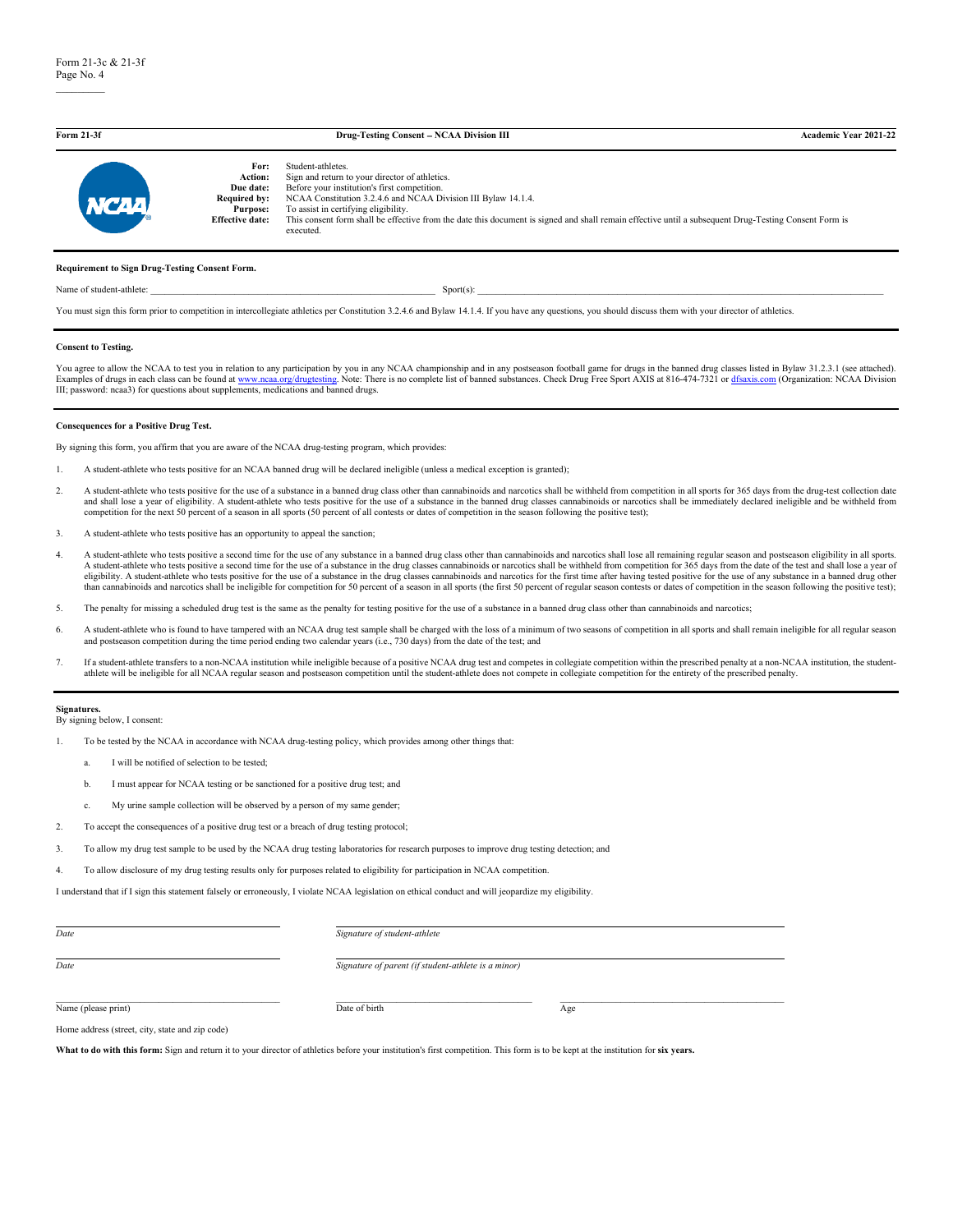**Form 21-3f** | **Drug-Testing Consent – NCAA Division III** | **Academic Year 2021-22**

| | |
|---|---|
| **For:** | Student-athletes. |
| **Action:** | Sign and return to your director of athletics. |
| **Due date:** | Before your institution's first competition. |
| **Required by:** | NCAA Constitution 3.2.4.6 and NCAA Division III Bylaw 14.1.4. |
| **Purpose:** | To assist in certifying eligibility. |
| **Effective date:** | This consent form shall be effective from the date this document is signed and shall remain effective until a subsequent Drug-Testing Consent Form is executed. |

**Requirement to Sign Drug-Testing Consent Form.**

Name of student-athlete: ______________________________ Sport(s): ______________________________

You must sign this form prior to competition in intercollegiate athletics per Constitution 3.2.4.6 and Bylaw 14.1.4. If you have any questions, you should discuss them with your director of athletics.

**Consent to Testing.**

You agree to allow the NCAA to test you in relation to any participation by you in any NCAA championship and in any postseason football game for drugs in the banned drug classes listed in Bylaw 31.2.3.1 (see attached). Examples of drugs in each class can be found at www.ncaa.org/drugtesting. Note: There is no complete list of banned substances. Check Drug Free Sport AXIS at 816-474-7321 or dfsaxis.com (Organization: NCAA Division III; password: ncaa3) for questions about supplements, medications and banned drugs.

**Consequences for a Positive Drug Test.**

By signing this form, you affirm that you are aware of the NCAA drug-testing program, which provides:

1. A student-athlete who tests positive for an NCAA banned drug will be declared ineligible (unless a medical exception is granted);
2. A student-athlete who tests positive for the use of a substance in a banned drug class other than cannabinoids and narcotics shall be withheld from competition in all sports for 365 days from the drug-test collection date and shall lose a year of eligibility. A student-athlete who tests positive for the use of a substance in the banned drug classes cannabinoids or narcotics shall be immediately declared ineligible and be withheld from competition for the next 50 percent of a season in all sports (50 percent of all contests or dates of competition in the season following the positive test);
3. A student-athlete who tests positive has an opportunity to appeal the sanction;
4. A student-athlete who tests positive a second time for the use of any substance in a banned drug class other than cannabinoids and narcotics shall lose all remaining regular season and postseason eligibility in all sports. A student-athlete who tests positive a second time for the use of a substance in the drug classes cannabinoids or narcotics shall be withheld from competition for 365 days from the date of the test and shall lose a year of eligibility. A student-athlete who tests positive for the use of a substance in the drug classes cannabinoids and narcotics for the first time after having tested positive for the use of any substance in a banned drug other than cannabinoids and narcotics shall be ineligible for competition for 50 percent of a season in all sports (the first 50 percent of regular season contests or dates of competition in the season following the positive test);
5. The penalty for missing a scheduled drug test is the same as the penalty for testing positive for the use of a substance in a banned drug class other than cannabinoids and narcotics;
6. A student-athlete who is found to have tampered with an NCAA drug test sample shall be charged with the loss of a minimum of two seasons of competition in all sports and shall remain ineligible for all regular season and postseason competition during the time period ending two calendar years (i.e., 730 days) from the date of the test; and
7. If a student-athlete transfers to a non-NCAA institution while ineligible because of a positive NCAA drug test and competes in collegiate competition within the prescribed penalty at a non-NCAA institution, the student-athlete will be ineligible for all NCAA regular season and postseason competition until the student-athlete does not compete in collegiate competition for the entirety of the prescribed penalty.

**Signatures.**
By signing below, I consent:

1. To be tested by the NCAA in accordance with NCAA drug-testing policy, which provides among other things that:
   a. I will be notified of selection to be tested;
   b. I must appear for NCAA testing or be sanctioned for a positive drug test; and
   c. My urine sample collection will be observed by a person of my same gender;
2. To accept the consequences of a positive drug test or a breach of drug testing protocol;
3. To allow my drug test sample to be used by the NCAA drug testing laboratories for research purposes to improve drug testing detection; and
4. To allow disclosure of my drug testing results only for purposes related to eligibility for participation in NCAA competition.

I understand that if I sign this statement falsely or erroneously, I violate NCAA legislation on ethical conduct and will jeopardize my eligibility.

______________________________ ______________________________
*Date* *Signature of student-athlete*

______________________________ ______________________________
*Date* *Signature of parent (if student-athlete is a minor)*

______________________________ ______________________________ ______________________________
Name (please print) Date of birth Age

Home address (street, city, state and zip code)

**What to do with this form:** Sign and return it to your director of athletics before your institution's first competition. This form is to be kept at the institution for **six years.**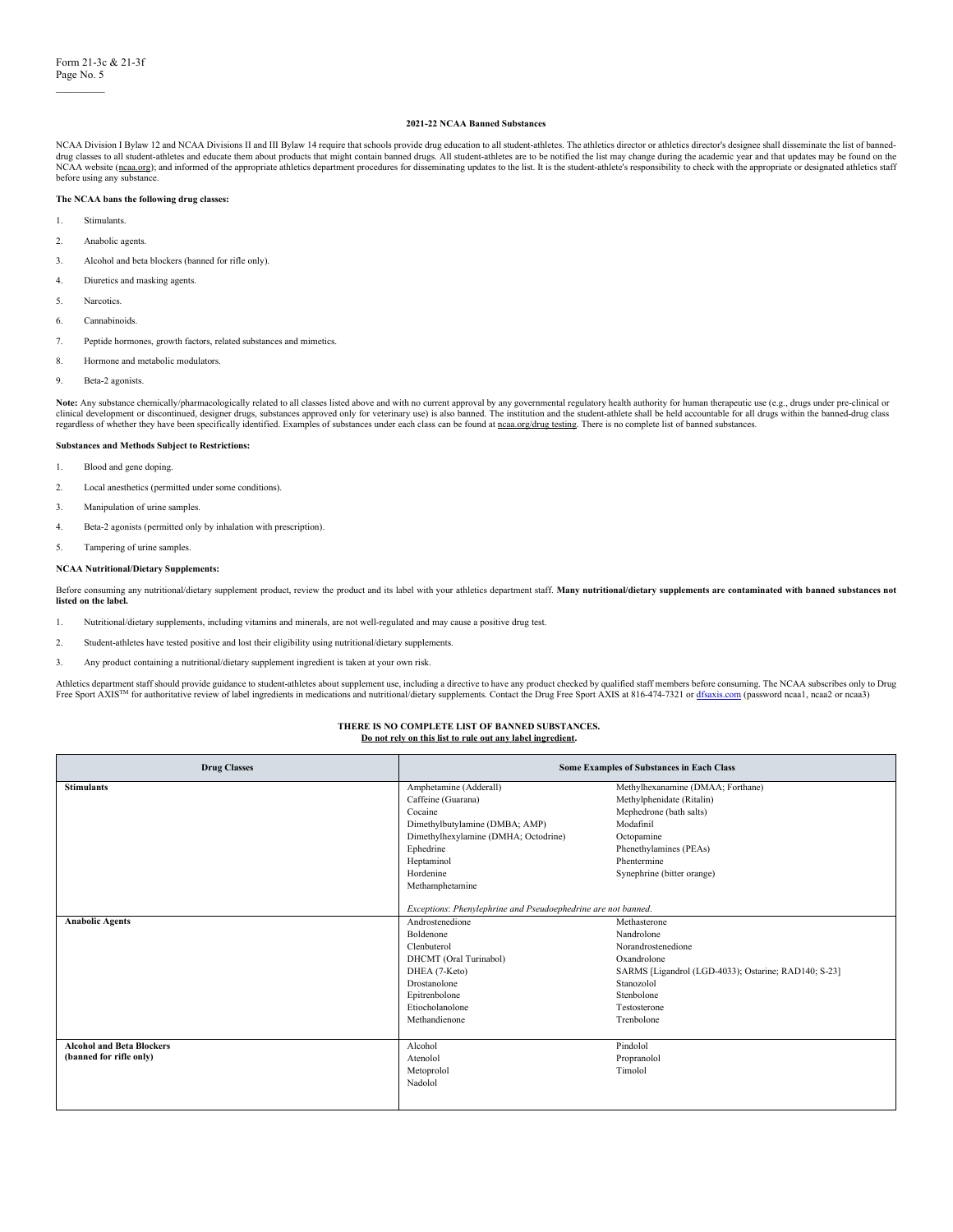### 2021-22 NCAA Banned Substances

NCAA Division I Bylaw 12 and NCAA Divisions II and III Bylaw 14 require that schools provide drug education to all student-athletes. The athletics director or athletics director's designee shall disseminate the list of banned-drug classes to all student-athletes and educate them about products that might contain banned drugs. All student-athletes are to be notified the list may change during the academic year and that updates may be found on the NCAA website (ncaa.org); and informed of the appropriate athletics department procedures for disseminating updates to the list. It is the student-athlete's responsibility to check with the appropriate or designated athletics staff before using any substance.

**The NCAA bans the following drug classes:**

1. Stimulants.
2. Anabolic agents.
3. Alcohol and beta blockers (banned for rifle only).
4. Diuretics and masking agents.
5. Narcotics.
6. Cannabinoids.
7. Peptide hormones, growth factors, related substances and mimetics.
8. Hormone and metabolic modulators.
9. Beta-2 agonists.

**Note:** Any substance chemically/pharmacologically related to all classes listed above and with no current approval by any governmental regulatory health authority for human therapeutic use (e.g., drugs under pre-clinical or clinical development or discontinued, designer drugs, substances approved only for veterinary use) is also banned. The institution and the student-athlete shall be held accountable for all drugs within the banned-drug class regardless of whether they have been specifically identified. Examples of substances under each class can be found at ncaa.org/drug testing. There is no complete list of banned substances.

**Substances and Methods Subject to Restrictions:**

1. Blood and gene doping.
2. Local anesthetics (permitted under some conditions).
3. Manipulation of urine samples.
4. Beta-2 agonists (permitted only by inhalation with prescription).
5. Tampering of urine samples.

**NCAA Nutritional/Dietary Supplements:**

Before consuming any nutritional/dietary supplement product, review the product and its label with your athletics department staff. **Many nutritional/dietary supplements are contaminated with banned substances not listed on the label.**

1. Nutritional/dietary supplements, including vitamins and minerals, are not well-regulated and may cause a positive drug test.
2. Student-athletes have tested positive and lost their eligibility using nutritional/dietary supplements.
3. Any product containing a nutritional/dietary supplement ingredient is taken at your own risk.

Athletics department staff should provide guidance to student-athletes about supplement use, including a directive to have any product checked by qualified staff members before consuming. The NCAA subscribes only to Drug Free Sport AXIS™ for authoritative review of label ingredients in medications and nutritional/dietary supplements. Contact the Drug Free Sport AXIS at 816-474-7321 or dfsaxis.com (password ncaa1, ncaa2 or ncaa3)

**THERE IS NO COMPLETE LIST OF BANNED SUBSTANCES.**
**Do not rely on this list to rule out any label ingredient.**

| Drug Classes | Some Examples of Substances in Each Class | |
|---|---|---|
| **Stimulants** | Amphetamine (Adderall)<br>Caffeine (Guarana)<br>Cocaine<br>Dimethylbutylamine (DMBA; AMP)<br>Dimethylhexylamine (DMHA; Octodrine)<br>Ephedrine<br>Heptaminol<br>Hordenine<br>Methamphetamine<br><br>*Exceptions: Phenylephrine and Pseudoephedrine are not banned.* | Methylhexanamine (DMAA; Forthane)<br>Methylphenidate (Ritalin)<br>Mephedrone (bath salts)<br>Modafinil<br>Octopamine<br>Phenethylamines (PEAs)<br>Phentermine<br>Synephrine (bitter orange) |
| **Anabolic Agents** | Androstenedione<br>Boldenone<br>Clenbuterol<br>DHCMT (Oral Turinabol)<br>DHEA (7-Keto)<br>Drostanolone<br>Epitrenbolone<br>Etiocholanolone<br>Methandienone | Methasterone<br>Nandrolone<br>Norandrostenedione<br>Oxandrolone<br>SARMS [Ligandrol (LGD-4033); Ostarine; RAD140; S-23]<br>Stanozolol<br>Stenbolone<br>Testosterone<br>Trenbolone |
| **Alcohol and Beta Blockers (banned for rifle only)** | Alcohol<br>Atenolol<br>Metoprolol<br>Nadolol | Pindolol<br>Propranolol<br>Timolol |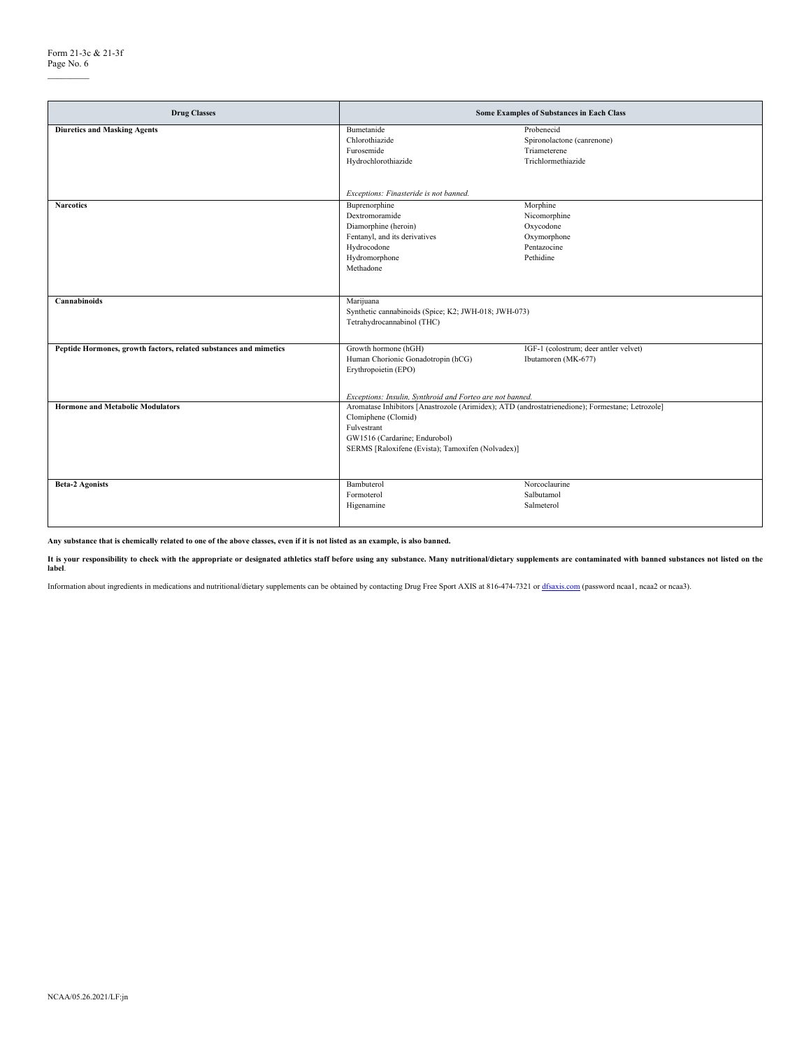| Drug Classes | Some Examples of Substances in Each Class |
|---|---|
| **Diuretics and Masking Agents** | Bumetanide<br>Chlorothiazide<br>Furosemide<br>Hydrochlorothiazide<br>Probenecid<br>Spironolactone (canrenone)<br>Triameterene<br>Trichlormethiazide<br><br>*Exceptions: Finasteride is not banned.* |
| **Narcotics** | Buprenorphine<br>Dextromoramide<br>Diamorphine (heroin)<br>Fentanyl, and its derivatives<br>Hydrocodone<br>Hydromorphone<br>Methadone<br>Morphine<br>Nicomorphine<br>Oxycodone<br>Oxymorphone<br>Pentazocine<br>Pethidine |
| **Cannabinoids** | Marijuana<br>Synthetic cannabinoids (Spice; K2; JWH-018; JWH-073)<br>Tetrahydrocannabinol (THC) |
| **Peptide Hormones, growth factors, related substances and mimetics** | Growth hormone (hGH)<br>Human Chorionic Gonadotropin (hCG)<br>Erythropoietin (EPO)<br>IGF-1 (colostrum; deer antler velvet)<br>Ibutamoren (MK-677)<br><br>*Exceptions: Insulin, Synthroid and Forteo are not banned.* |
| **Hormone and Metabolic Modulators** | Aromatase Inhibitors [Anastrozole (Arimidex); ATD (androstatrienedione); Formestane; Letrozole]<br>Clomiphene (Clomid)<br>Fulvestrant<br>GW1516 (Cardarine; Endurobol)<br>SERMS [Raloxifene (Evista); Tamoxifen (Nolvadex)] |
| **Beta-2 Agonists** | Bambuterol<br>Formoterol<br>Higenamine<br>Norcoclaurine<br>Salbutamol<br>Salmeterol |

**Any substance that is chemically related to one of the above classes, even if it is not listed as an example, is also banned.**

**It is your responsibility to check with the appropriate or designated athletics staff before using any substance. Many nutritional/dietary supplements are contaminated with banned substances not listed on the label**.

Information about ingredients in medications and nutritional/dietary supplements can be obtained by contacting Drug Free Sport AXIS at 816-474-7321 or dfsaxis.com (password ncaa1, ncaa2 or ncaa3).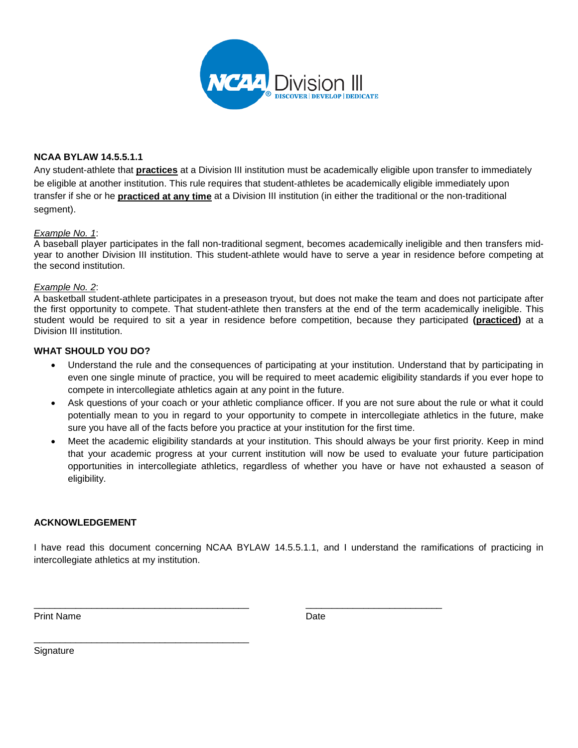NCAA Division III

DISCOVER | DEVELOP | DEDICATE

**NCAA BYLAW 14.5.5.1.1**

Any student-athlete that **practices** at a Division III institution must be academically eligible upon transfer to immediately be eligible at another institution. This rule requires that student-athletes be academically eligible immediately upon transfer if she or he **practiced at any time** at a Division III institution (in either the traditional or the non-traditional segment).

*Example No. 1*:
A baseball player participates in the fall non-traditional segment, becomes academically ineligible and then transfers mid-year to another Division III institution. This student-athlete would have to serve a year in residence before competing at the second institution.

*Example No. 2*:
A basketball student-athlete participates in a preseason tryout, but does not make the team and does not participate after the first opportunity to compete. That student-athlete then transfers at the end of the term academically ineligible. This student would be required to sit a year in residence before competition, because they participated **(practiced)** at a Division III institution.

**WHAT SHOULD YOU DO?**

- Understand the rule and the consequences of participating at your institution. Understand that by participating in even one single minute of practice, you will be required to meet academic eligibility standards if you ever hope to compete in intercollegiate athletics again at any point in the future.
- Ask questions of your coach or your athletic compliance officer. If you are not sure about the rule or what it could potentially mean to you in regard to your opportunity to compete in intercollegiate athletics in the future, make sure you have all of the facts before you practice at your institution for the first time.
- Meet the academic eligibility standards at your institution. This should always be your first priority. Keep in mind that your academic progress at your current institution will now be used to evaluate your future participation opportunities in intercollegiate athletics, regardless of whether you have or have not exhausted a season of eligibility.

**ACKNOWLEDGEMENT**

I have read this document concerning NCAA BYLAW 14.5.5.1.1, and I understand the ramifications of practicing in intercollegiate athletics at my institution.

___________________________________________ ___________________________

Print Name Date

___________________________________________

Signature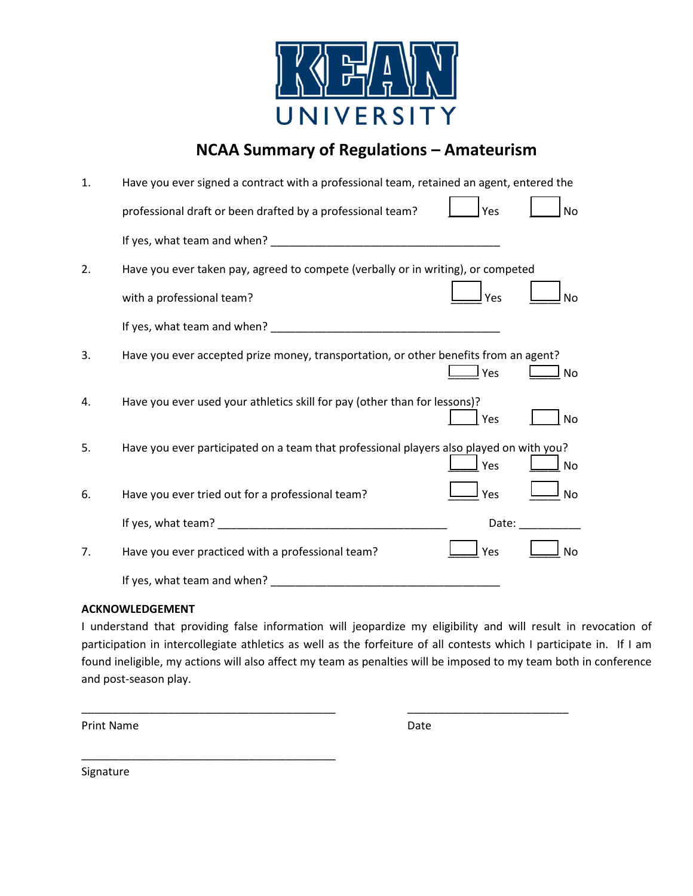# KEAN UNIVERSITY

## NCAA Summary of Regulations – Amateurism

1. Have you ever signed a contract with a professional team, retained an agent, entered the professional draft or been drafted by a professional team? ☐ Yes ☐ No

   If yes, what team and when? ___________________________________

2. Have you ever taken pay, agreed to compete (verbally or in writing), or competed with a professional team? ☐ Yes ☐ No

   If yes, what team and when? ___________________________________

3. Have you ever accepted prize money, transportation, or other benefits from an agent? ☐ Yes ☐ No

4. Have you ever used your athletics skill for pay (other than for lessons)? ☐ Yes ☐ No

5. Have you ever participated on a team that professional players also played on with you? ☐ Yes ☐ No

6. Have you ever tried out for a professional team? ☐ Yes ☐ No

   If yes, what team? ___________________________________ Date: __________

7. Have you ever practiced with a professional team? ☐ Yes ☐ No

   If yes, what team and when? ___________________________________

**ACKNOWLEDGEMENT**

I understand that providing false information will jeopardize my eligibility and will result in revocation of participation in intercollegiate athletics as well as the forfeiture of all contests which I participate in. If I am found ineligible, my actions will also affect my team as penalties will be imposed to my team both in conference and post-season play.

________________________________________ ________________________

Print Name Date

________________________________________

Signature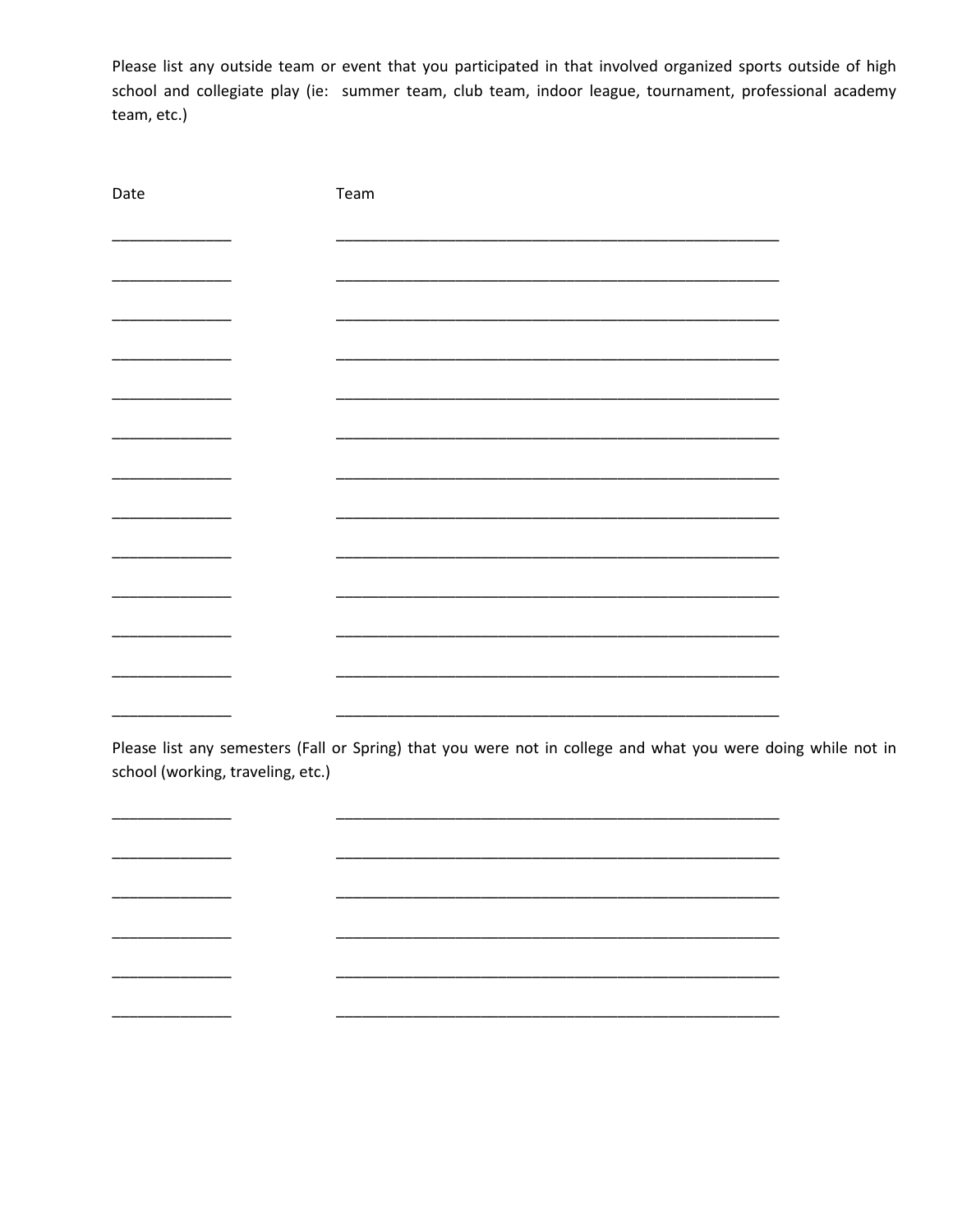Please list any outside team or event that you participated in that involved organized sports outside of high school and collegiate play (ie: summer team, club team, indoor league, tournament, professional academy team, etc.)

| Date | Team |
| --- | --- |
| ______________ | ____________________________________________________ |
| ______________ | ____________________________________________________ |
| ______________ | ____________________________________________________ |
| ______________ | ____________________________________________________ |
| ______________ | ____________________________________________________ |
| ______________ | ____________________________________________________ |
| ______________ | ____________________________________________________ |
| ______________ | ____________________________________________________ |
| ______________ | ____________________________________________________ |
| ______________ | ____________________________________________________ |
| ______________ | ____________________________________________________ |
| ______________ | ____________________________________________________ |
| ______________ | ____________________________________________________ |

Please list any semesters (Fall or Spring) that you were not in college and what you were doing while not in school (working, traveling, etc.)

| | |
| --- | --- |
| ______________ | ____________________________________________________ |
| ______________ | ____________________________________________________ |
| ______________ | ____________________________________________________ |
| ______________ | ____________________________________________________ |
| ______________ | ____________________________________________________ |
| ______________ | ____________________________________________________ |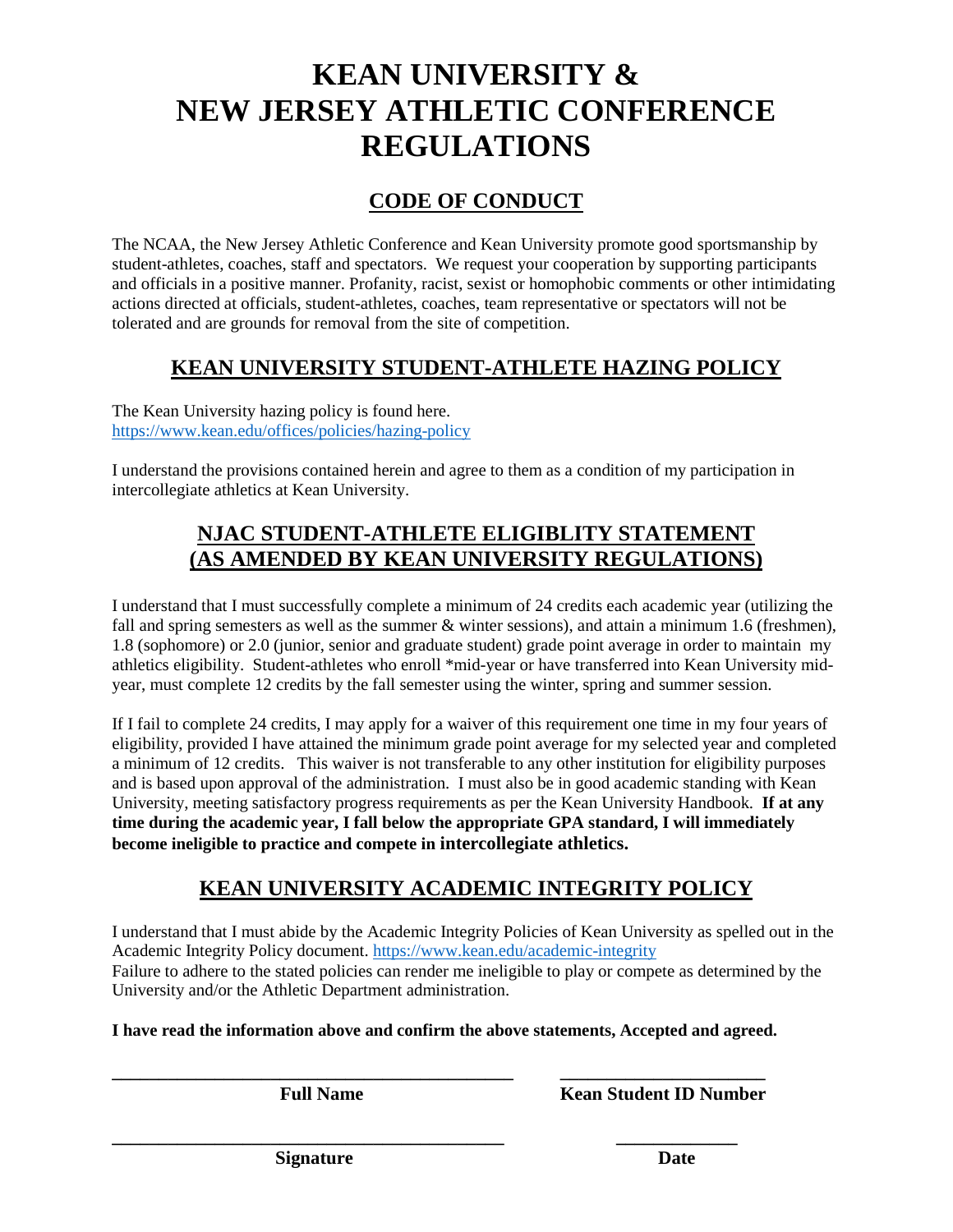# KEAN UNIVERSITY & NEW JERSEY ATHLETIC CONFERENCE REGULATIONS

## CODE OF CONDUCT

The NCAA, the New Jersey Athletic Conference and Kean University promote good sportsmanship by student-athletes, coaches, staff and spectators. We request your cooperation by supporting participants and officials in a positive manner. Profanity, racist, sexist or homophobic comments or other intimidating actions directed at officials, student-athletes, coaches, team representative or spectators will not be tolerated and are grounds for removal from the site of competition.

## KEAN UNIVERSITY STUDENT-ATHLETE HAZING POLICY

The Kean University hazing policy is found here.
https://www.kean.edu/offices/policies/hazing-policy

I understand the provisions contained herein and agree to them as a condition of my participation in intercollegiate athletics at Kean University.

## NJAC STUDENT-ATHLETE ELIGIBLITY STATEMENT (AS AMENDED BY KEAN UNIVERSITY REGULATIONS)

I understand that I must successfully complete a minimum of 24 credits each academic year (utilizing the fall and spring semesters as well as the summer & winter sessions), and attain a minimum 1.6 (freshmen), 1.8 (sophomore) or 2.0 (junior, senior and graduate student) grade point average in order to maintain my athletics eligibility. Student-athletes who enroll *mid-year or have transferred into Kean University mid-year, must complete 12 credits by the fall semester using the winter, spring and summer session.

If I fail to complete 24 credits, I may apply for a waiver of this requirement one time in my four years of eligibility, provided I have attained the minimum grade point average for my selected year and completed a minimum of 12 credits. This waiver is not transferable to any other institution for eligibility purposes and is based upon approval of the administration. I must also be in good academic standing with Kean University, meeting satisfactory progress requirements as per the Kean University Handbook. **If at any time during the academic year, I fall below the appropriate GPA standard, I will immediately become ineligible to practice and compete in intercollegiate athletics.**

## KEAN UNIVERSITY ACADEMIC INTEGRITY POLICY

I understand that I must abide by the Academic Integrity Policies of Kean University as spelled out in the Academic Integrity Policy document. https://www.kean.edu/academic-integrity
Failure to adhere to the stated policies can render me ineligible to play or compete as determined by the University and/or the Athletic Department administration.

**I have read the information above and confirm the above statements, Accepted and agreed.**

_____________________________________________ _____________________
**Full Name** **Kean Student ID Number**

_____________________________________________ _____________
**Signature** **Date**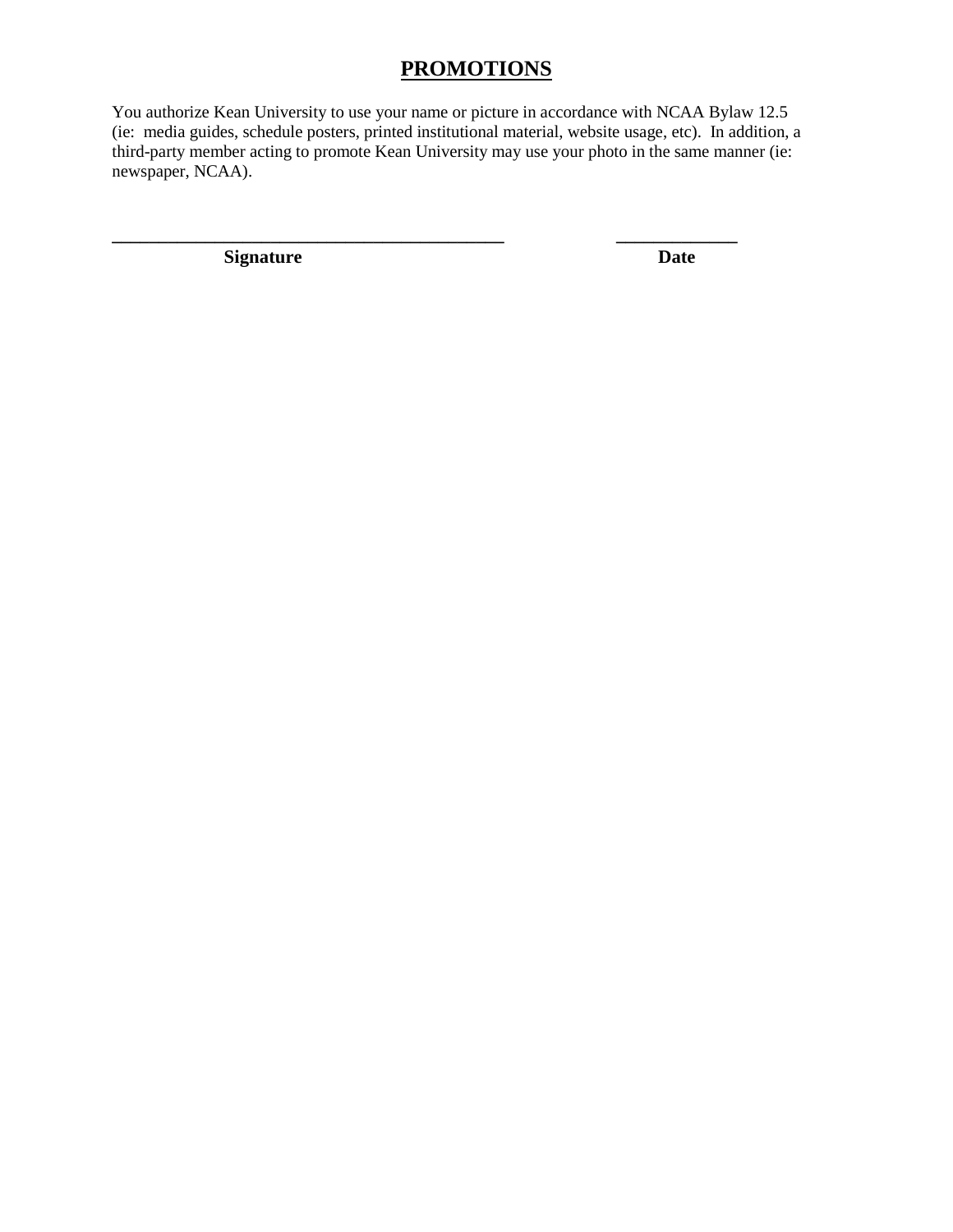# **PROMOTIONS**

You authorize Kean University to use your name or picture in accordance with NCAA Bylaw 12.5 (ie: media guides, schedule posters, printed institutional material, website usage, etc). In addition, a third-party member acting to promote Kean University may use your photo in the same manner (ie: newspaper, NCAA).

\_\_\_\_\_\_\_\_\_\_\_\_\_\_\_\_\_\_\_\_\_\_\_\_\_\_\_\_\_\_\_\_\_\_\_\_\_\_\_\_ &nbsp;&nbsp;&nbsp;&nbsp;&nbsp;&nbsp;&nbsp;&nbsp; \_\_\_\_\_\_\_\_\_\_\_\_\_\_

**Signature** &nbsp;&nbsp;&nbsp;&nbsp;&nbsp;&nbsp;&nbsp;&nbsp;&nbsp;&nbsp;&nbsp;&nbsp;&nbsp;&nbsp;&nbsp;&nbsp;&nbsp;&nbsp;&nbsp;&nbsp;&nbsp;&nbsp;&nbsp;&nbsp; **Date**